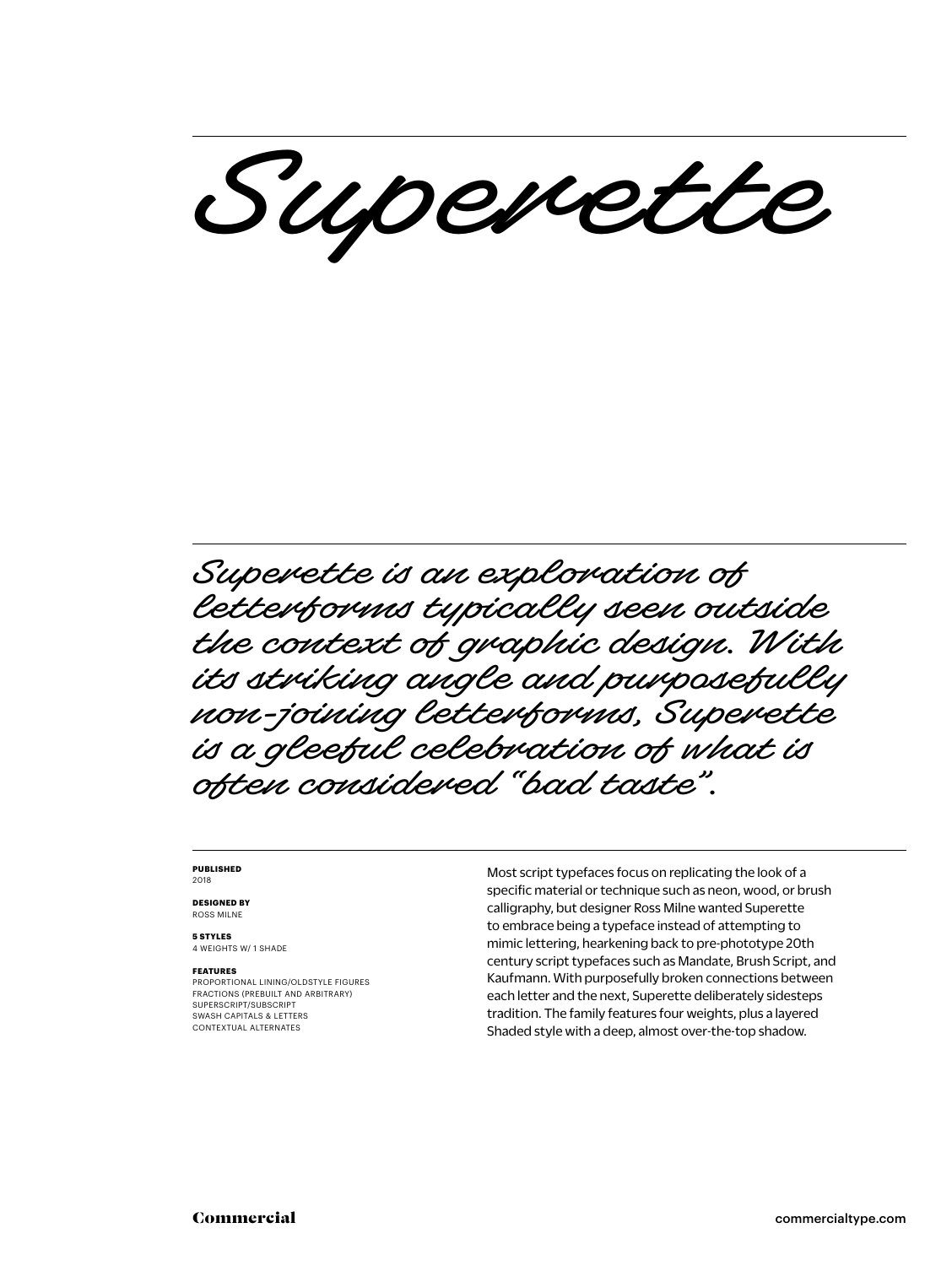# *Superette*

*Superette is an exploration of letterforms typically seen outside the context of graphic design. With its striking angle and purposefully non-joining letterforms, Superette is a gleeful celebration of what is often considered "bad taste".*

**PUBLISHED**
2018

**DESIGNED BY**
ROSS MILNE

**5 STYLES**
4 WEIGHTS W/ 1 SHADE

**FEATURES**
PROPORTIONAL LINING/OLDSTYLE FIGURES
FRACTIONS (PREBUILT AND ARBITRARY)
SUPERSCRIPT/SUBSCRIPT
SWASH CAPITALS & LETTERS
CONTEXTUAL ALTERNATES

Most script typefaces focus on replicating the look of a specific material or technique such as neon, wood, or brush calligraphy, but designer Ross Milne wanted Superette to embrace being a typeface instead of attempting to mimic lettering, hearkening back to pre-phototype 20th century script typefaces such as Mandate, Brush Script, and Kaufmann. With purposefully broken connections between each letter and the next, Superette deliberately sidesteps tradition. The family features four weights, plus a layered Shaded style with a deep, almost over-the-top shadow.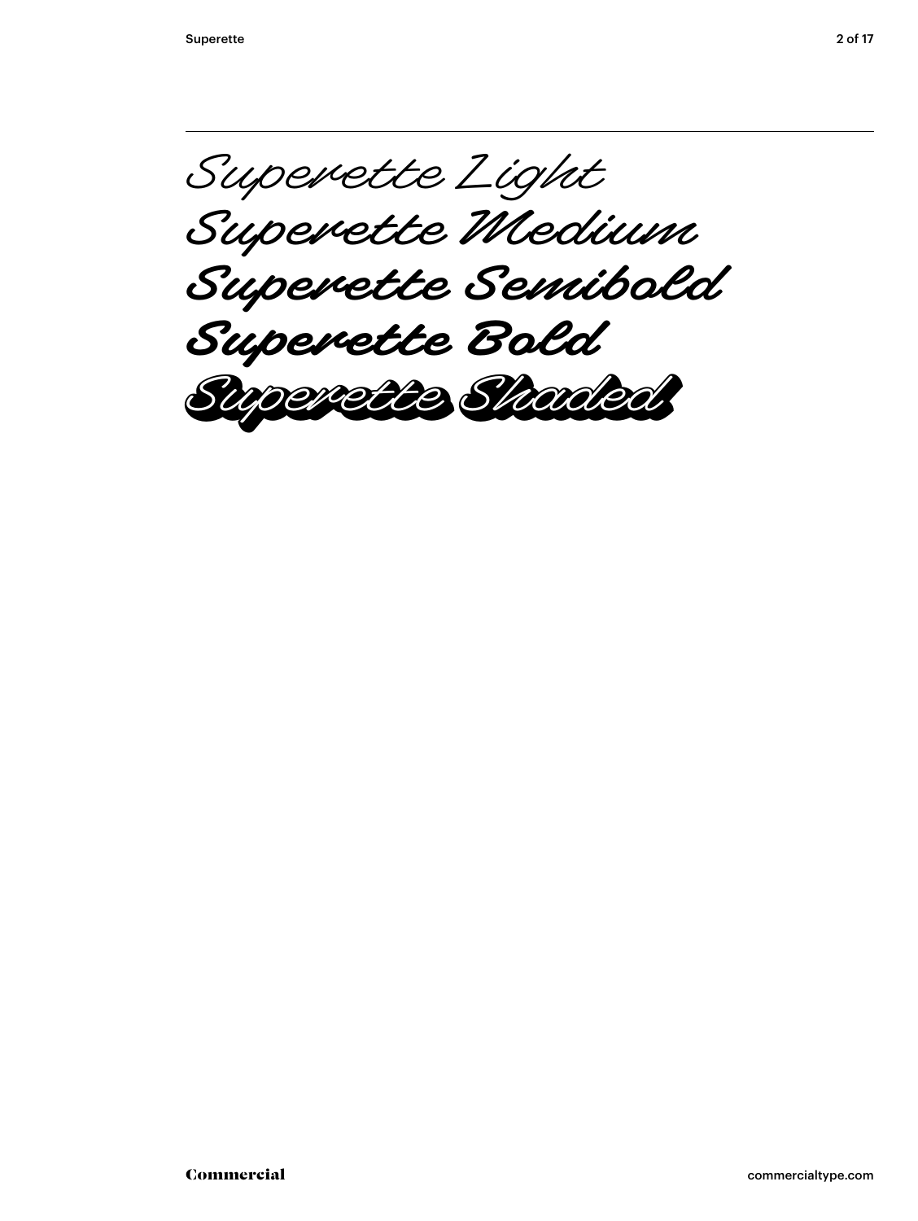Superette Light

Superette Medium

Superette Semibold

Superette Bold

Superette Shaded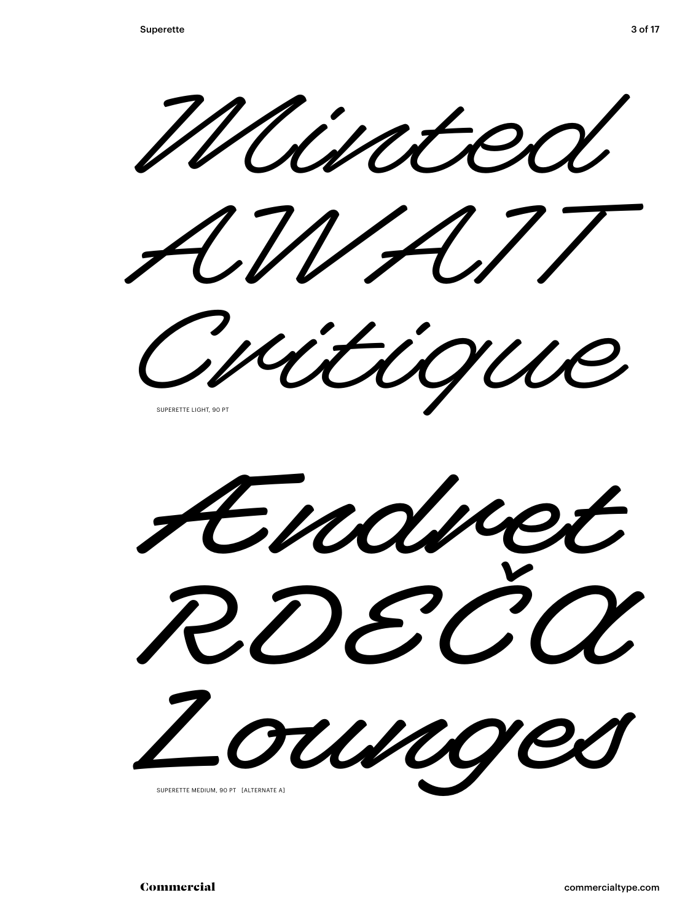Minted
AWAIT
Critique

SUPERETTE LIGHT, 90 PT

Ændret
RDEČA
Lounges

SUPERETTE MEDIUM, 90 PT [ALTERNATE A]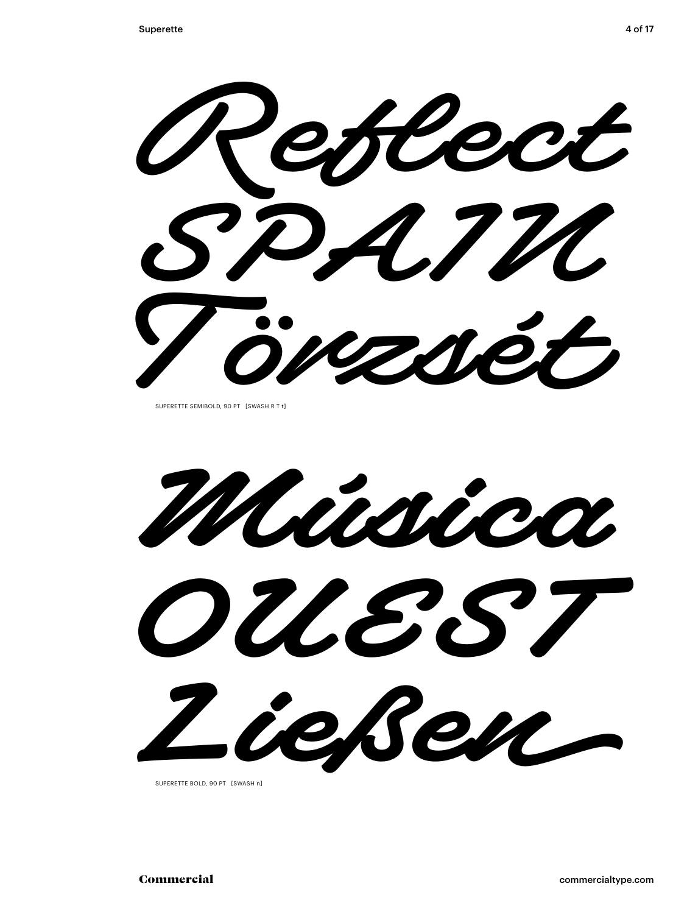Reflect
SPAIN
Törzsét

SUPERETTE SEMIBOLD, 90 PT [SWASH R T t]

Música
OUEST
Ließen

SUPERETTE BOLD, 90 PT [SWASH n]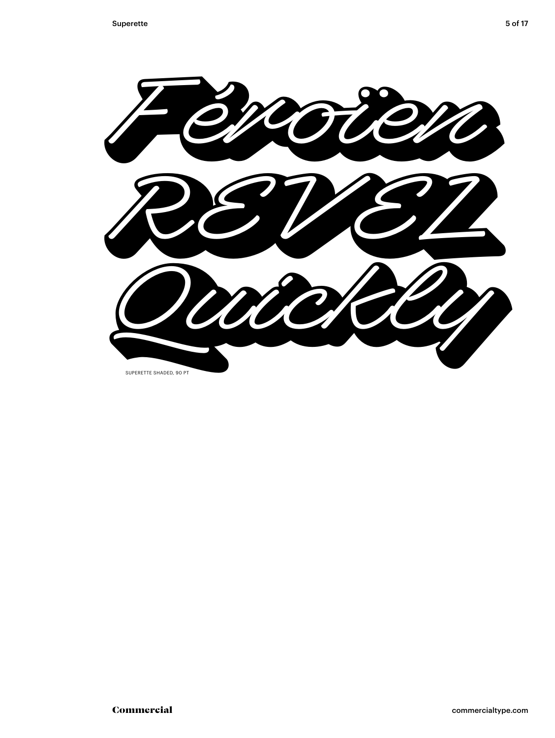Féroïen

REVEL

Quickly

SUPERETTE SHADED, 90 PT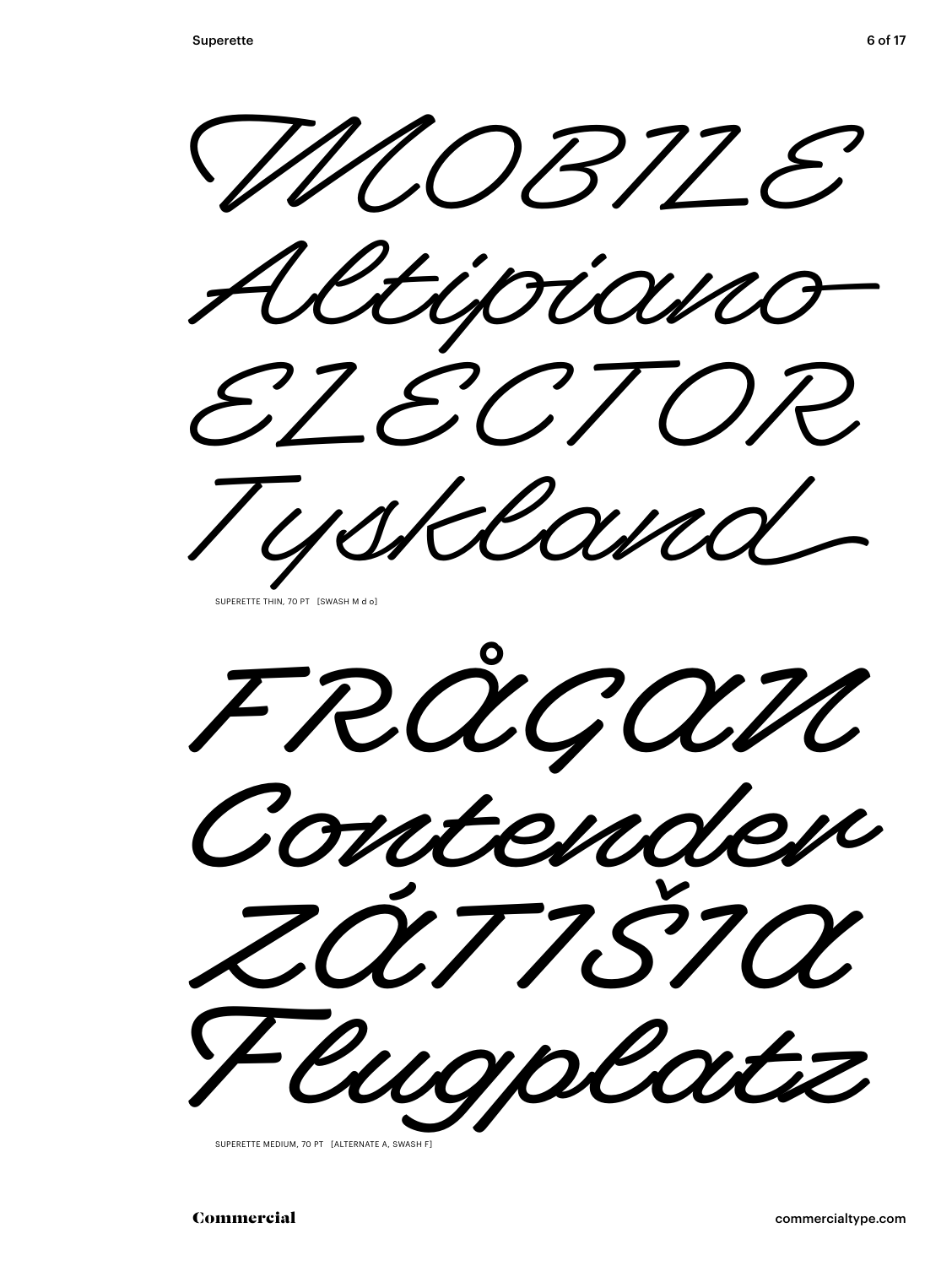MOBILE

Altipiano

ELECTOR

Tyskland

SUPERETTE THIN, 70 PT [SWASH M d o]

FRÅGAN

Contender

ZÁTIŠIA

Flugplatz

SUPERETTE MEDIUM, 70 PT [ALTERNATE A, SWASH F]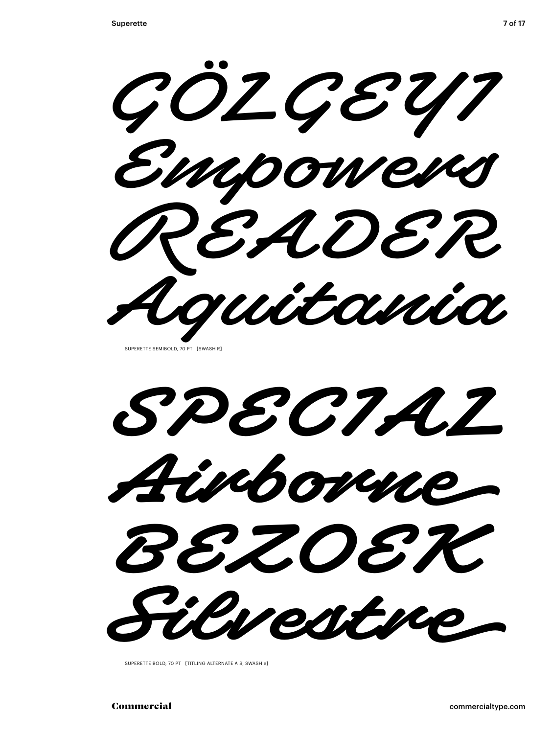GÖLGEYI

Empowers

READER

Aquitania

SUPERETTE SEMIBOLD, 70 PT [SWASH R]

SPECIAL

Airborne

BEZOEK

Silvestre

SUPERETTE BOLD, 70 PT [TITLING ALTERNATE A S, SWASH e]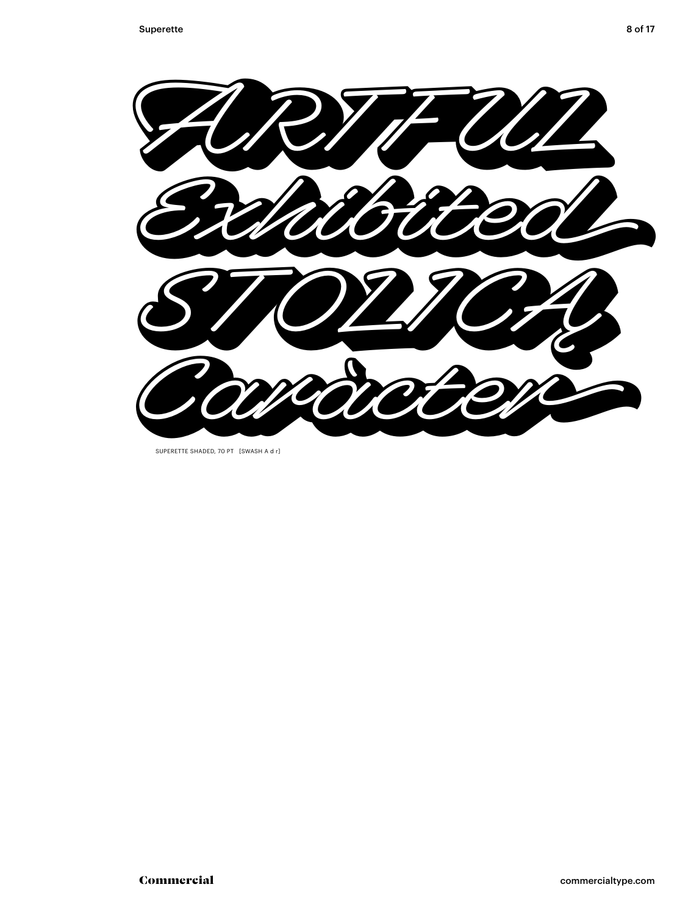ARTFUL

Exhibited

STOLICA

Caràcter

SUPERETTE SHADED, 70 PT [SWASH A d r]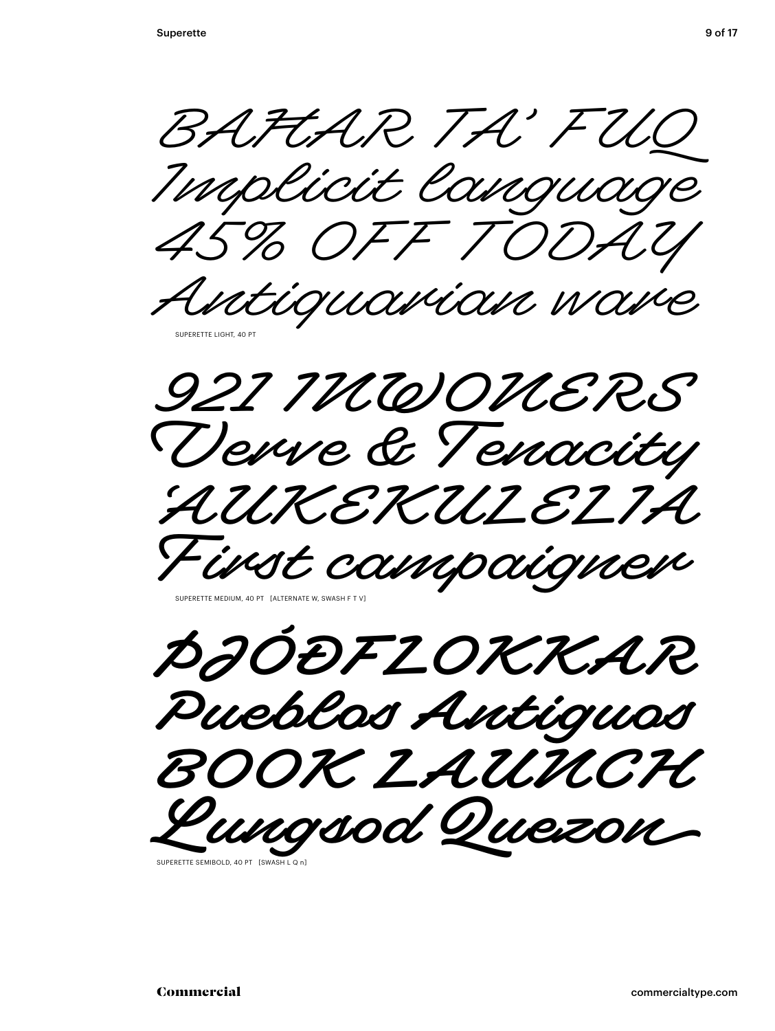BAĦAR TA' FUQ
Implicit language
45% OFF TODAY
Antiquarian ware

SUPERETTE LIGHT, 40 PT

921 INWONERS
Verve & Tenacity
'AUKEKULELIA
First campaigner

SUPERETTE MEDIUM, 40 PT [ALTERNATE W, SWASH F T V]

ÞJÓÐFLOKKAR
Pueblos Antiguos
BOOK LAUNCH
Lungsod Quezon

SUPERETTE SEMIBOLD, 40 PT [SWASH L Q n]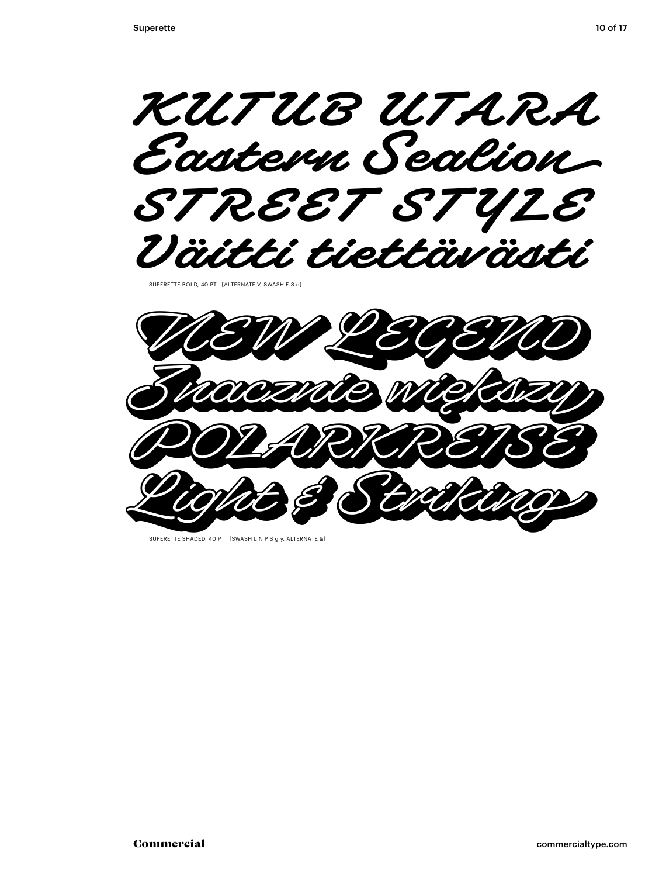KUTUB UTARA
Eastern Sealion
STREET STYLE
Väitti tiettävästi

SUPERETTE BOLD, 40 PT [ALTERNATE V, SWASH E S n]

NEW LEGEND
Znacznie większy
POLARKREISE
Light & Striking

SUPERETTE SHADED, 40 PT [SWASH L N P S g y, ALTERNATE &]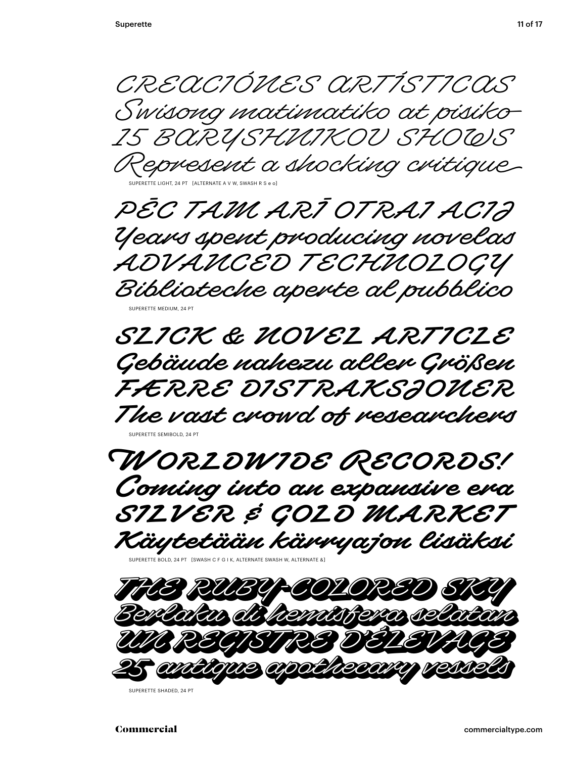CREACIÓNES ARTÍSTICAS
Swisong matimatiko at pisiko
15 BARYSHNIKOV SHOWS
Represent a shocking critique

SUPERETTE LIGHT, 24 PT [ALTERNATE A V W, SWASH R S e o]

PĒC TAM ARĪ OTRAI ACIJ
Years spent producing novelas
ADVANCED TECHNOLOGY
Biblioteche aperte al pubblico

SUPERETTE MEDIUM, 24 PT

SLICK & NOVEL ARTICLE
Gebäude nahezu aller Größen
FÆRRE DISTRAKSJONER
The vast crowd of researchers

SUPERETTE SEMIBOLD, 24 PT

WORLDWIDE RECORDS!
Coming into an expansive era
SILVER & GOLD MARKET
Käytetään kärryajon lisäksi

SUPERETTE BOLD, 24 PT [SWASH C F G I K, ALTERNATE SWASH W, ALTERNATE &]

THE RUBY-COLORED SKY
Berlaku di hemisfera selatan
UN REGISTRE D'ÉLEVAGE
25 antique apothecary vessels

SUPERETTE SHADED, 24 PT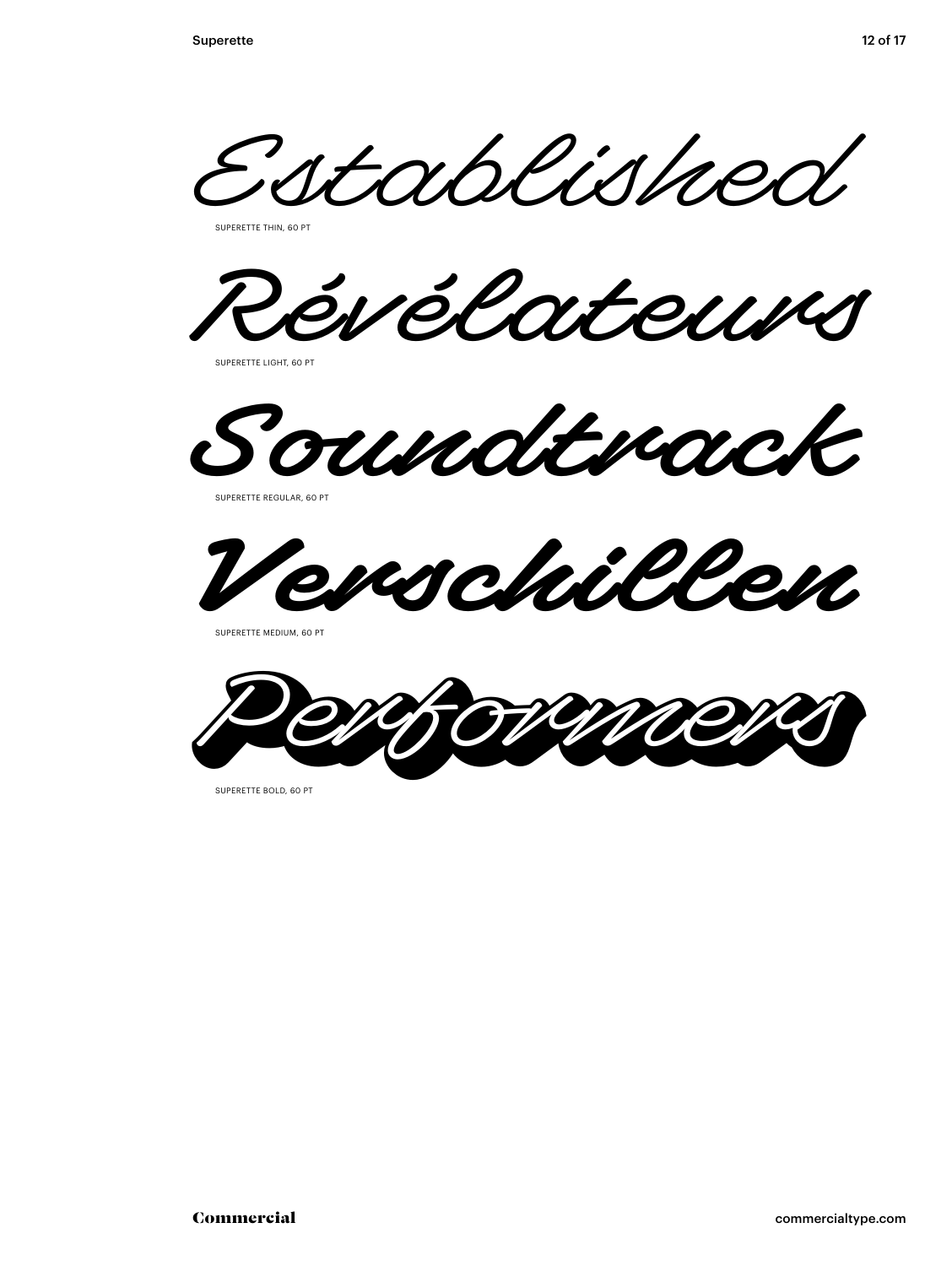Established

SUPERETTE THIN, 60 PT

Révélateurs

SUPERETTE LIGHT, 60 PT

Soundtrack

SUPERETTE REGULAR, 60 PT

Verschillen

SUPERETTE MEDIUM, 60 PT

Performers

SUPERETTE BOLD, 60 PT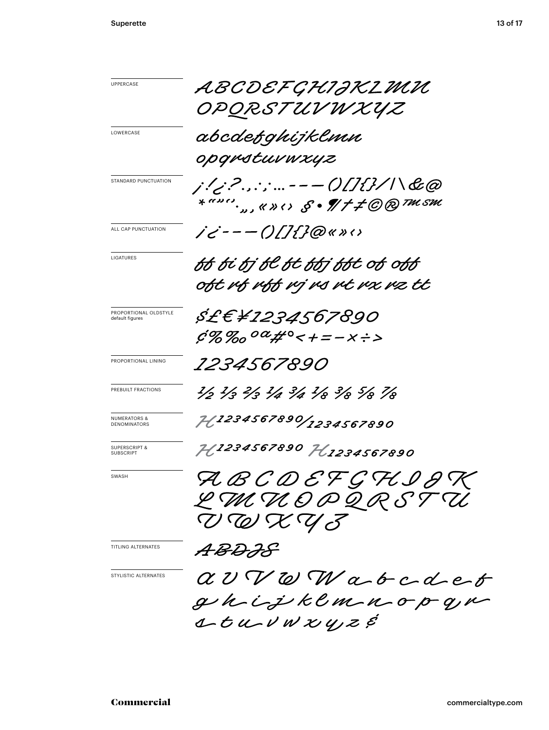UPPERCASE

ABCDEFGHIJKLMN
OPQRSTUVWXYZ

LOWERCASE

abcdefghijklmn
opqrstuvwxyz

STANDARD PUNCTUATION

¡!¿?.,:;...-–—()[]{}/|\&@
*“”‘’·„‚«»‹› §•¶†‡©®™℠

ALL CAP PUNCTUATION

¡¿-–—()[]{}@«»‹›

LIGATURES

ff fi fj fl ft ffj fft of off
oft rf rff rj rs rt rx rz tt

PROPORTIONAL OLDSTYLE
default figures

$£€¥1234567890
¢%‰ºª#°<+=−×÷>

PROPORTIONAL LINING

1234567890

PREBUILT FRACTIONS

½ ⅓ ⅔ ¼ ¾ ⅛ ⅜ ⅝ ⅞

NUMERATORS & DENOMINATORS

H1234567890/1234567890

SUPERSCRIPT & SUBSCRIPT

H1234567890 H1234567890

SWASH

ABCDEFGHIJK
LMNOPQRSTU
VWXYZ

TITLING ALTERNATES

ABDJS

STYLISTIC ALTERNATES

A U V W W a b c d e f
g h i j k l m n o p q r
s t u v w x y z $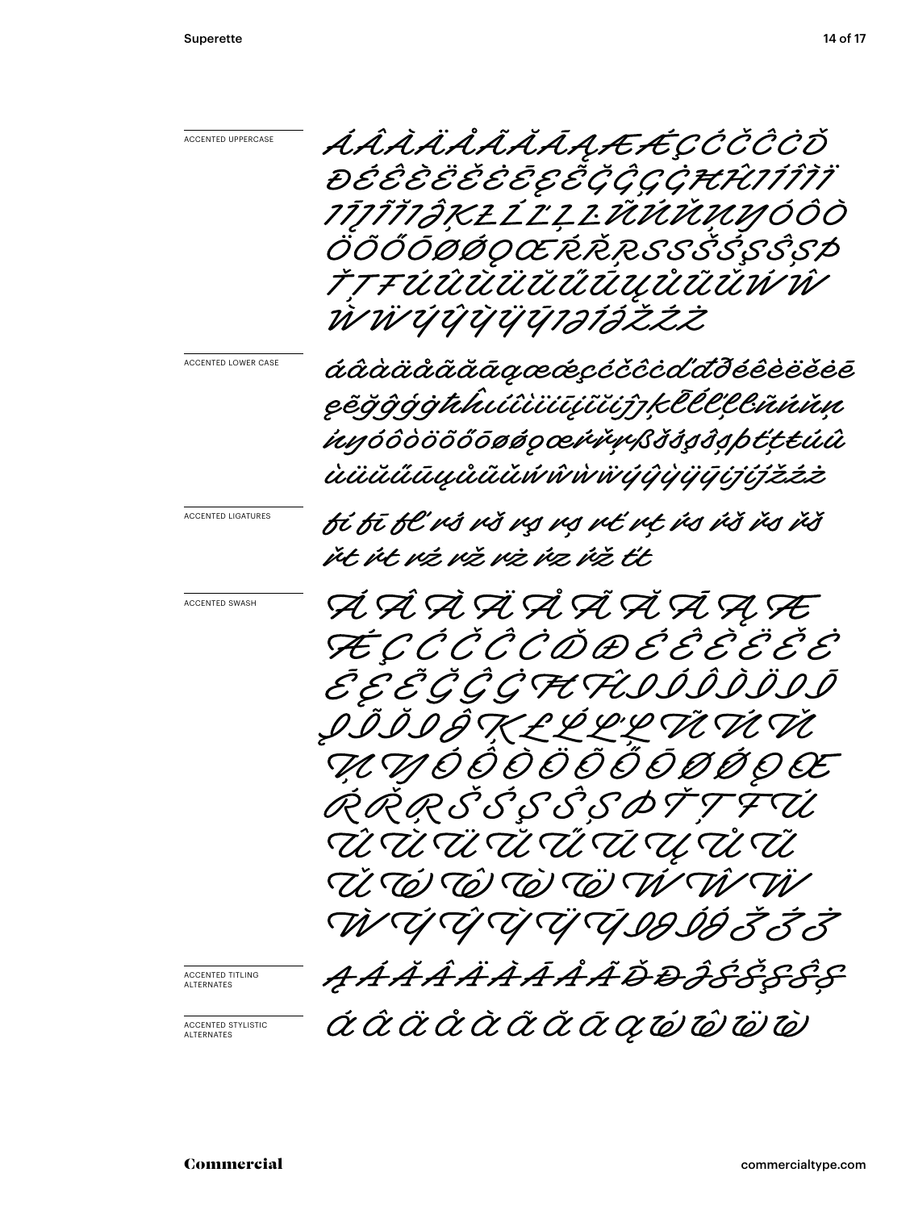ACCENTED UPPERCASE

ÁÂÀÄÅÃĂĀĄÆǼÇĆČĈĊĎ
ĐÉÊÈËĚĖĒĘẼĞĜĢĠĦĤIÍÎÌÏ
IĪĮĨĬIĴĶŁĹĽĻĿÑŃŇŅŊÓÔÒ
ÖÕŐŌØǾǪŒŔŘŖSŚŠŞŜȘẞÞ
ŤŢŦÚÛÙÜŬŰŪŲŮŨŬẂŴ
ẀẄÝŶỲŸȲIJĲÍĴŽŹŻ

ACCENTED LOWER CASE

áâàäåãăāąæǽçćčĉċďđðéêèëěėē
ęẽğĝģġħĥıíîìïīįĩĭijĵȷķŀĺľļŀñńňņ
ŉŋóôòöõőōøǿǫœŕřŗßšśşŝșþťţŧúû
ùüŭűūųůũŭẃŵẁẅýŷỳÿȳijíjžźż

ACCENTED LIGATURES

fí fī fľ rś rš rş rș rť rţ ŕs ŕš řs řš
řt ŕt rź rž rż ŕz ŕž ťt

ACCENTED SWASH

Á Â À Ä Å Ã Ă Ā Ą Æ
Ǽ Ç Ć Č Ĉ Ċ Ď Đ É Ê È Ë Ě Ė
Ē Ę Ẽ Ğ Ĝ Ġ Ħ Ĥ I Í Î Ì Ï I Ī
Į Ĩ Ĭ I Ĵ Ķ Ł Ĺ Ľ Ļ Ñ Ń Ň
Ņ Ŋ Ó Ô Ò Ö Õ Ő Ō Ø Ǿ Ǫ Œ
Ŕ Ř Ŗ Š Ś Ş Ŝ Ș Þ Ť Ţ Ŧ Ú
Û Ù Ü Ŭ Ű Ū Ų Ů Ũ
Ŭ Ẃ Ŵ Ẁ Ẅ Ẃ Ŵ Ẅ
Ẁ Ý Ŷ Ỳ Ÿ Ȳ IJ ÍĴ Ž Ź Ż

ACCENTED TITLING ALTERNATES

Ą Á Ă Â Ä À Ā Å Ã Ď Đ Ĵ Ś Š Ş Ŝ Ș

ACCENTED STYLISTIC ALTERNATES

á â ä å à ã ă ā ą ẃ ŵ ẅ ẁ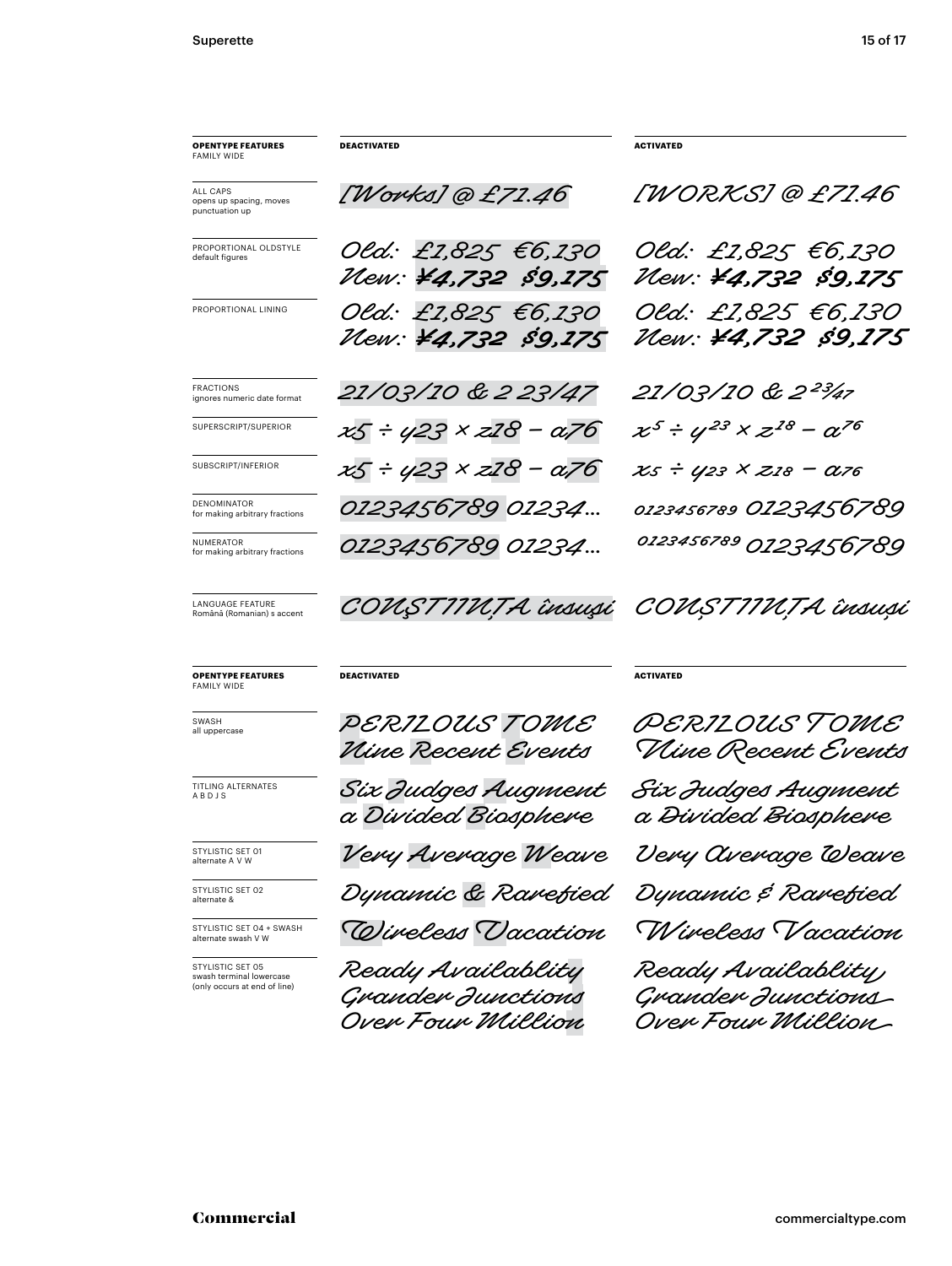| OPENTYPE FEATURES FAMILY WIDE | DEACTIVATED | ACTIVATED |
|---|---|---|
| ALL CAPS opens up spacing, moves punctuation up | [Works] @ £71.46 | [WORKS] @ £71.46 |
| PROPORTIONAL OLDSTYLE default figures | Old: £1,825 €6,130 New: ¥4,732 $9,175 | Old: £1,825 €6,130 New: ¥4,732 $9,175 |
| PROPORTIONAL LINING | Old: £1,825 €6,130 New: ¥4,732 $9,175 | Old: £1,825 €6,130 New: ¥4,732 $9,175 |
| FRACTIONS ignores numeric date format | 21/03/10 & 2 23/47 | 21/03/10 & 2 23/47 |
| SUPERSCRIPT/SUPERIOR | x5 ÷ y23 × z18 – a76 | $x^5 \div y^{23} \times z^{18} - a^{76}$ |
| SUBSCRIPT/INFERIOR | x5 ÷ y23 × z18 – a76 | $x_5 \div y_{23} \times z_{18} - a_{76}$ |
| DENOMINATOR for making arbitrary fractions | 0123456789 01234… | 0123456789 0123456789 |
| NUMERATOR for making arbitrary fractions | 0123456789 01234… | 0123456789 0123456789 |
| LANGUAGE FEATURE Română (Romanian) s accent | CONŞTIINȚA însuşi | CONȘTIINȚA însuși |

| OPENTYPE FEATURES FAMILY WIDE | DEACTIVATED | ACTIVATED |
|---|---|---|
| SWASH all uppercase | PERILOUS TOME Nine Recent Events | PERILOUS TOME Nine Recent Events |
| TITLING ALTERNATES A B D J S | Six Judges Augment a Divided Biosphere | Six Judges Augment a Divided Biosphere |
| STYLISTIC SET 01 alternate A V W | Very Average Weave | Very Average Weave |
| STYLISTIC SET 02 alternate & | Dynamic & Rarefied | Dynamic & Rarefied |
| STYLISTIC SET 04 + SWASH alternate swash V W | Wireless Vacation | Wireless Vacation |
| STYLISTIC SET 05 swash terminal lowercase (only occurs at end of line) | Ready Availablity Grander Junctions Over Four Million | Ready Availablity Grander Junctions Over Four Million |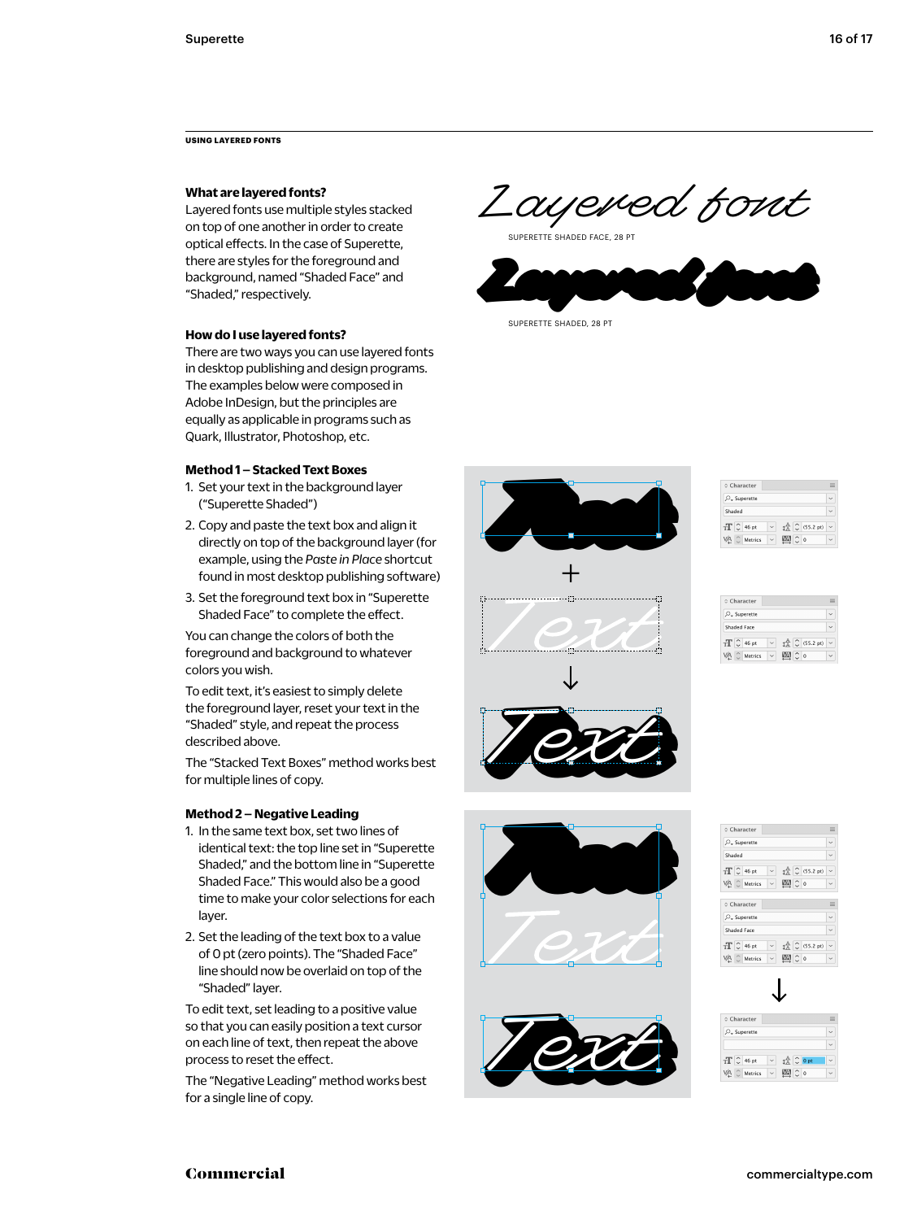USING LAYERED FONTS

### What are layered fonts?

Layered fonts use multiple styles stacked on top of one another in order to create optical effects. In the case of Superette, there are styles for the foreground and background, named “Shaded Face” and “Shaded,” respectively.

Layered font

SUPERETTE SHADED FACE, 28 PT

Layered font

SUPERETTE SHADED, 28 PT

### How do I use layered fonts?

There are two ways you can use layered fonts in desktop publishing and design programs. The examples below were composed in Adobe InDesign, but the principles are equally as applicable in programs such as Quark, Illustrator, Photoshop, etc.

### Method 1 – Stacked Text Boxes

1. Set your text in the background layer (“Superette Shaded”)
2. Copy and paste the text box and align it directly on top of the background layer (for example, using the *Paste in Place* shortcut found in most desktop publishing software)
3. Set the foreground text box in “Superette Shaded Face” to complete the effect.

You can change the colors of both the foreground and background to whatever colors you wish.

To edit text, it’s easiest to simply delete the foreground layer, reset your text in the “Shaded” style, and repeat the process described above.

The “Stacked Text Boxes” method works best for multiple lines of copy.

### Method 2 – Negative Leading

1. In the same text box, set two lines of identical text: the top line set in “Superette Shaded,” and the bottom line in “Superette Shaded Face.” This would also be a good time to make your color selections for each layer.
2. Set the leading of the text box to a value of 0 pt (zero points). The “Shaded Face” line should now be overlaid on top of the “Shaded” layer.

To edit text, set leading to a positive value so that you can easily position a text cursor on each line of text, then repeat the above process to reset the effect.

The “Negative Leading” method works best for a single line of copy.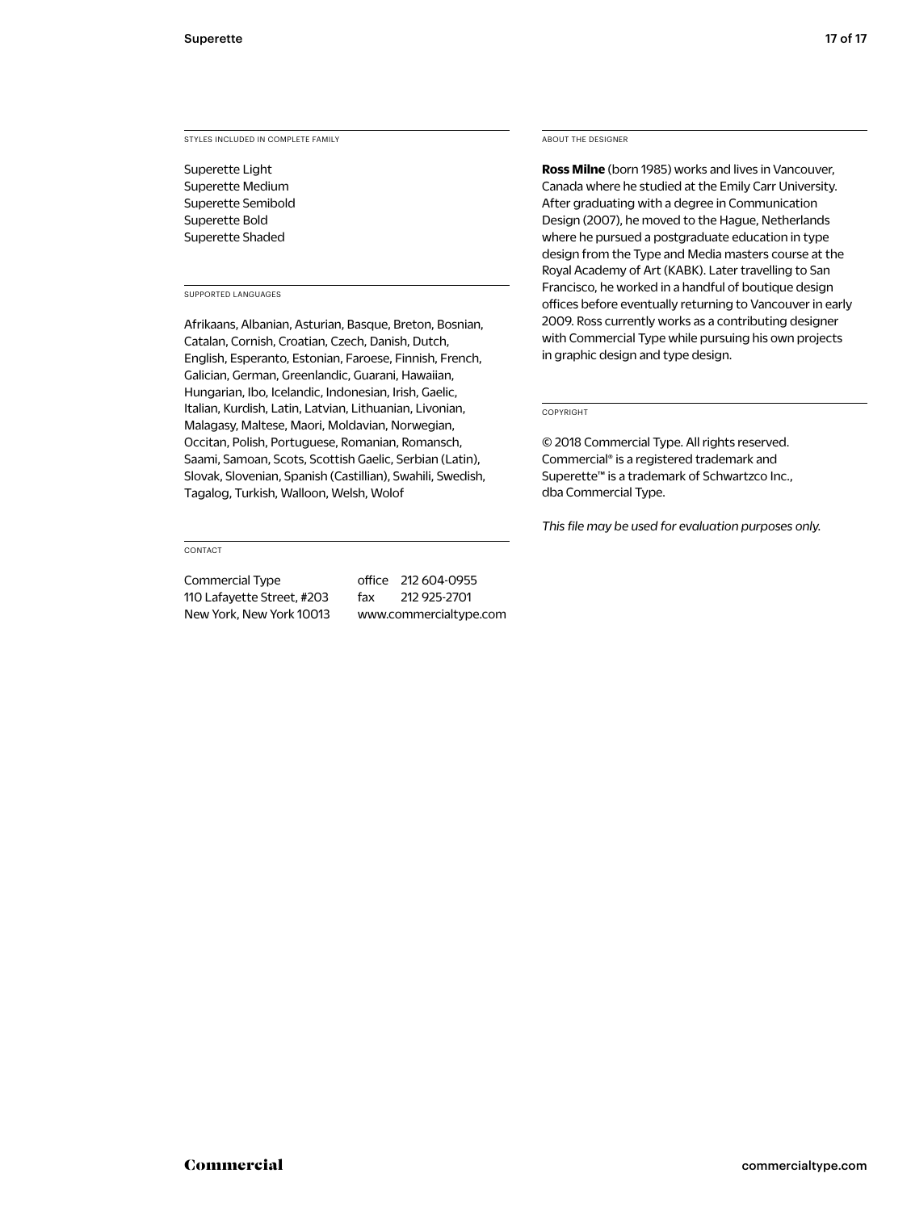## STYLES INCLUDED IN COMPLETE FAMILY

Superette Light
Superette Medium
Superette Semibold
Superette Bold
Superette Shaded

## SUPPORTED LANGUAGES

Afrikaans, Albanian, Asturian, Basque, Breton, Bosnian, Catalan, Cornish, Croatian, Czech, Danish, Dutch, English, Esperanto, Estonian, Faroese, Finnish, French, Galician, German, Greenlandic, Guarani, Hawaiian, Hungarian, Ibo, Icelandic, Indonesian, Irish, Gaelic, Italian, Kurdish, Latin, Latvian, Lithuanian, Livonian, Malagasy, Maltese, Maori, Moldavian, Norwegian, Occitan, Polish, Portuguese, Romanian, Romansch, Saami, Samoan, Scots, Scottish Gaelic, Serbian (Latin), Slovak, Slovenian, Spanish (Castillian), Swahili, Swedish, Tagalog, Turkish, Walloon, Welsh, Wolof

## CONTACT

| | | |
|---|---|---|
| Commercial Type | office | 212 604-0955 |
| 110 Lafayette Street, #203 | fax | 212 925-2701 |
| New York, New York 10013 | www.commercialtype.com | |

## ABOUT THE DESIGNER

**Ross Milne** (born 1985) works and lives in Vancouver, Canada where he studied at the Emily Carr University. After graduating with a degree in Communication Design (2007), he moved to the Hague, Netherlands where he pursued a postgraduate education in type design from the Type and Media masters course at the Royal Academy of Art (KABK). Later travelling to San Francisco, he worked in a handful of boutique design offices before eventually returning to Vancouver in early 2009. Ross currently works as a contributing designer with Commercial Type while pursuing his own projects in graphic design and type design.

## COPYRIGHT

© 2018 Commercial Type. All rights reserved. Commercial® is a registered trademark and Superette™ is a trademark of Schwartzco Inc., dba Commercial Type.

*This file may be used for evaluation purposes only.*